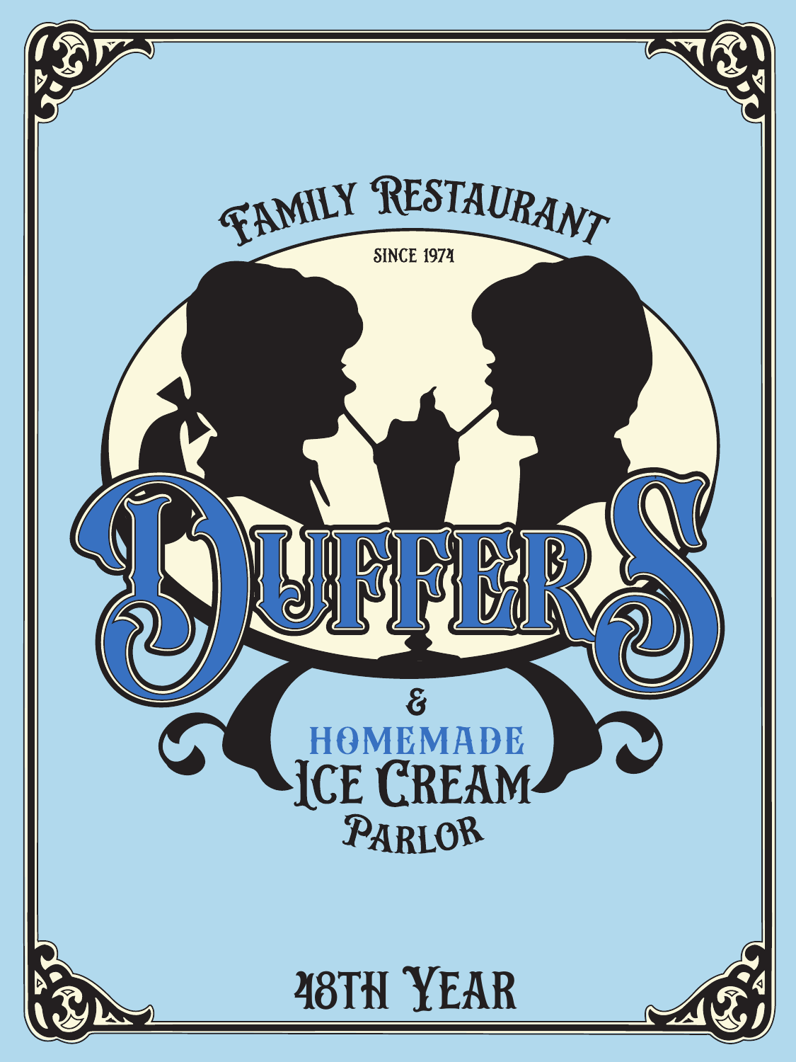Family Restaurant

Since 1974

# Duffers

& Homemade Ice Cream Parlor

48th Year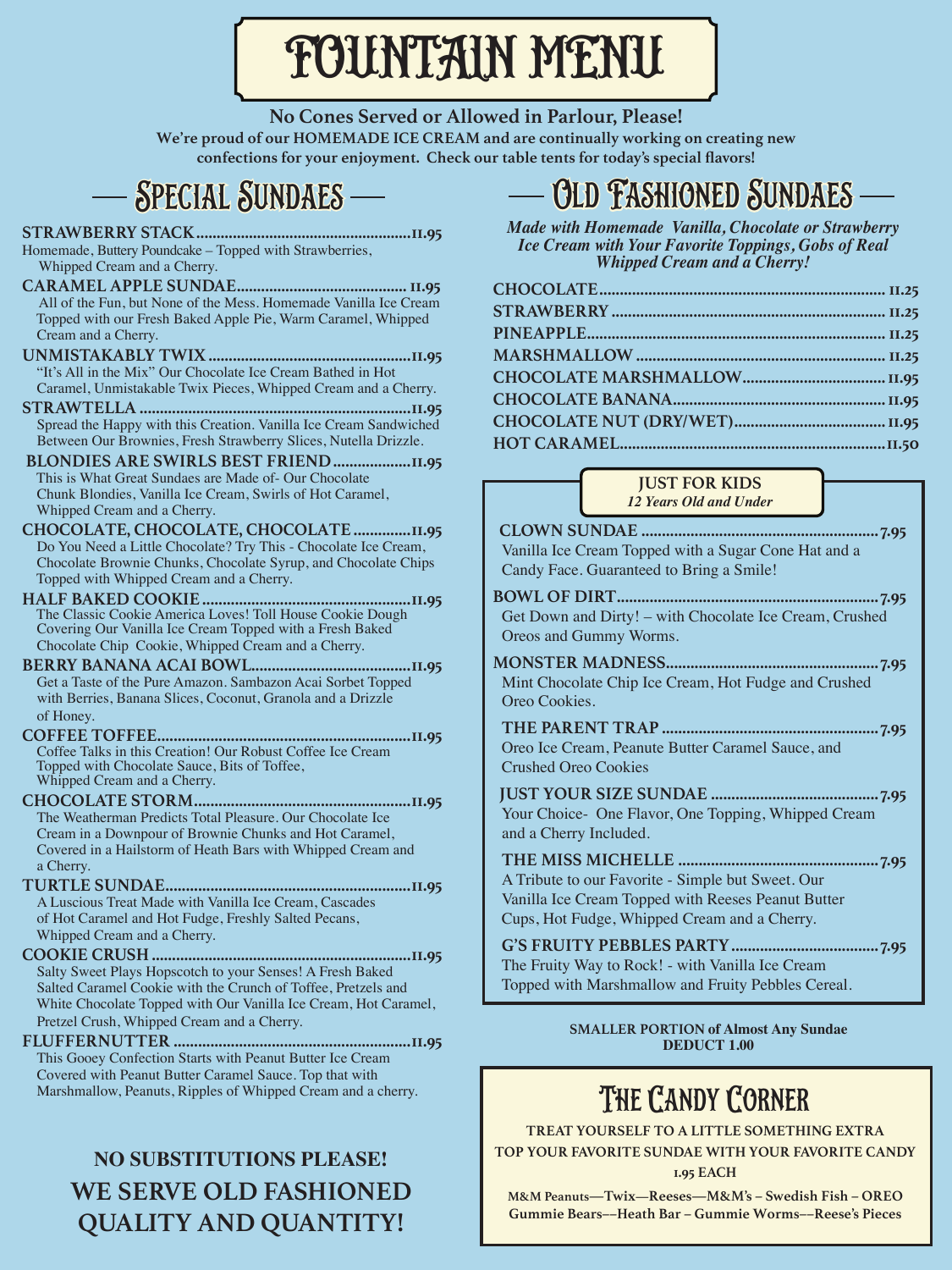# FOUNTAIN MENU

**No Cones Served or Allowed in Parlour, Please!**

**We're proud of our HOMEMADE ICE CREAM and are continually working on creating new confections for your enjoyment. Check our table tents for today's special flavors!**

## — Special Sundaes —

**STRAWBERRY STACK .......... 11.95**
Homemade, Buttery Poundcake – Topped with Strawberries, Whipped Cream and a Cherry.

**CARAMEL APPLE SUNDAE .......... 11.95**
All of the Fun, but None of the Mess. Homemade Vanilla Ice Cream Topped with our Fresh Baked Apple Pie, Warm Caramel, Whipped Cream and a Cherry.

**UNMISTAKABLY TWIX .......... 11.95**
"It's All in the Mix" Our Chocolate Ice Cream Bathed in Hot Caramel, Unmistakable Twix Pieces, Whipped Cream and a Cherry.

**STRAWTELLA .......... 11.95**
Spread the Happy with this Creation. Vanilla Ice Cream Sandwiched Between Our Brownies, Fresh Strawberry Slices, Nutella Drizzle.

**BLONDIES ARE SWIRLS BEST FRIEND .......... 11.95**
This is What Great Sundaes are Made of- Our Chocolate Chunk Blondies, Vanilla Ice Cream, Swirls of Hot Caramel, Whipped Cream and a Cherry.

**CHOCOLATE, CHOCOLATE, CHOCOLATE .......... 11.95**
Do You Need a Little Chocolate? Try This - Chocolate Ice Cream, Chocolate Brownie Chunks, Chocolate Syrup, and Chocolate Chips Topped with Whipped Cream and a Cherry.

**HALF BAKED COOKIE .......... 11.95**
The Classic Cookie America Loves! Toll House Cookie Dough Covering Our Vanilla Ice Cream Topped with a Fresh Baked Chocolate Chip Cookie, Whipped Cream and a Cherry.

**BERRY BANANA ACAI BOWL .......... 11.95**
Get a Taste of the Pure Amazon. Sambazon Acai Sorbet Topped with Berries, Banana Slices, Coconut, Granola and a Drizzle of Honey.

**COFFEE TOFFEE .......... 11.95**
Coffee Talks in this Creation! Our Robust Coffee Ice Cream Topped with Chocolate Sauce, Bits of Toffee, Whipped Cream and a Cherry.

**CHOCOLATE STORM .......... 11.95**
The Weatherman Predicts Total Pleasure. Our Chocolate Ice Cream in a Downpour of Brownie Chunks and Hot Caramel, Covered in a Hailstorm of Heath Bars with Whipped Cream and a Cherry.

**TURTLE SUNDAE .......... 11.95**
A Luscious Treat Made with Vanilla Ice Cream, Cascades of Hot Caramel and Hot Fudge, Freshly Salted Pecans, Whipped Cream and a Cherry.

**COOKIE CRUSH .......... 11.95**
Salty Sweet Plays Hopscotch to your Senses! A Fresh Baked Salted Caramel Cookie with the Crunch of Toffee, Pretzels and White Chocolate Topped with Our Vanilla Ice Cream, Hot Caramel, Pretzel Crush, Whipped Cream and a Cherry.

**FLUFFERNUTTER .......... 11.95**
This Gooey Confection Starts with Peanut Butter Ice Cream Covered with Peanut Butter Caramel Sauce. Top that with Marshmallow, Peanuts, Ripples of Whipped Cream and a cherry.

**NO SUBSTITUTIONS PLEASE!**
**WE SERVE OLD FASHIONED QUALITY AND QUANTITY!**

## — Old Fashioned Sundaes —

***Made with Homemade Vanilla, Chocolate or Strawberry Ice Cream with Your Favorite Toppings, Gobs of Real Whipped Cream and a Cherry!***

**CHOCOLATE .......... 11.25**
**STRAWBERRY .......... 11.25**
**PINEAPPLE .......... 11.25**
**MARSHMALLOW .......... 11.25**
**CHOCOLATE MARSHMALLOW .......... 11.95**
**CHOCOLATE BANANA .......... 11.95**
**CHOCOLATE NUT (DRY/WET) .......... 11.95**
**HOT CARAMEL .......... 11.50**

### JUST FOR KIDS
*12 Years Old and Under*

**CLOWN SUNDAE .......... 7.95**
Vanilla Ice Cream Topped with a Sugar Cone Hat and a Candy Face. Guaranteed to Bring a Smile!

**BOWL OF DIRT .......... 7.95**
Get Down and Dirty! – with Chocolate Ice Cream, Crushed Oreos and Gummy Worms.

**MONSTER MADNESS .......... 7.95**
Mint Chocolate Chip Ice Cream, Hot Fudge and Crushed Oreo Cookies.

**THE PARENT TRAP .......... 7.95**
Oreo Ice Cream, Peanute Butter Caramel Sauce, and Crushed Oreo Cookies

**JUST YOUR SIZE SUNDAE .......... 7.95**
Your Choice- One Flavor, One Topping, Whipped Cream and a Cherry Included.

**THE MISS MICHELLE .......... 7.95**
A Tribute to our Favorite - Simple but Sweet. Our Vanilla Ice Cream Topped with Reeses Peanut Butter Cups, Hot Fudge, Whipped Cream and a Cherry.

**G'S FRUITY PEBBLES PARTY .......... 7.95**
The Fruity Way to Rock! - with Vanilla Ice Cream Topped with Marshmallow and Fruity Pebbles Cereal.

**SMALLER PORTION of Almost Any Sundae DEDUCT 1.00**

## The Candy Corner

**TREAT YOURSELF TO A LITTLE SOMETHING EXTRA**
**TOP YOUR FAVORITE SUNDAE WITH YOUR FAVORITE CANDY**
**1.95 EACH**

**M&M Peanuts—Twix—Reeses—M&M's – Swedish Fish – OREO Gummie Bears—Heath Bar – Gummie Worms—Reese's Pieces**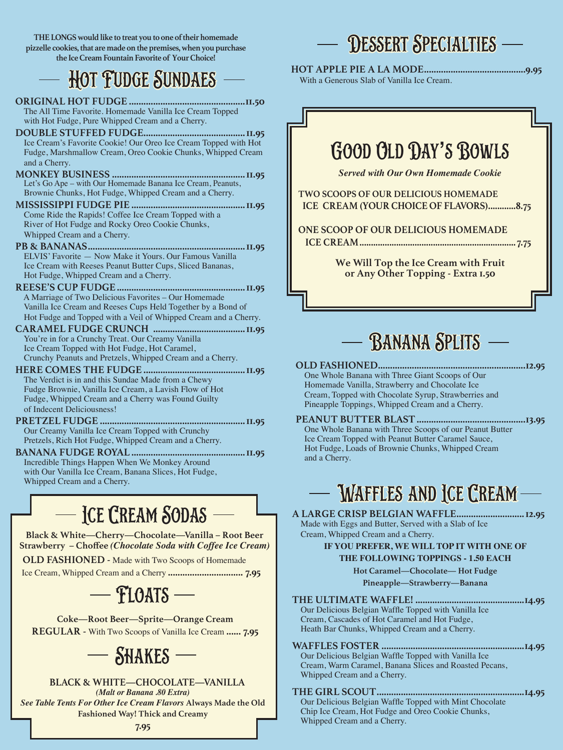**THE LONGS would like to treat you to one of their homemade pizzelle cookies, that are made on the premises, when you purchase the Ice Cream Fountain Favorite of Your Choice!**

## Hot Fudge Sundaes

**ORIGINAL HOT FUDGE ............................................ 11.50**
The All Time Favorite. Homemade Vanilla Ice Cream Topped with Hot Fudge, Pure Whipped Cream and a Cherry.

**DOUBLE STUFFED FUDGE ............................................ 11.95**
Ice Cream's Favorite Cookie! Our Oreo Ice Cream Topped with Hot Fudge, Marshmallow Cream, Oreo Cookie Chunks, Whipped Cream and a Cherry.

**MONKEY BUSINESS ............................................ 11.95**
Let's Go Ape – with Our Homemade Banana Ice Cream, Peanuts, Brownie Chunks, Hot Fudge, Whipped Cream and a Cherry.

**MISSISSIPPI FUDGE PIE ............................................ 11.95**
Come Ride the Rapids! Coffee Ice Cream Topped with a River of Hot Fudge and Rocky Oreo Cookie Chunks, Whipped Cream and a Cherry.

**PB & BANANAS ............................................ 11.95**
ELVIS' Favorite — Now Make it Yours. Our Famous Vanilla Ice Cream with Reeses Peanut Butter Cups, Sliced Bananas, Hot Fudge, Whipped Cream and a Cherry.

**REESE'S CUP FUDGE ............................................ 11.95**
A Marriage of Two Delicious Favorites – Our Homemade Vanilla Ice Cream and Reeses Cups Held Together by a Bond of Hot Fudge and Topped with a Veil of Whipped Cream and a Cherry.

**CARAMEL FUDGE CRUNCH ............................................ 11.95**
You're in for a Crunchy Treat. Our Creamy Vanilla Ice Cream Topped with Hot Fudge, Hot Caramel, Crunchy Peanuts and Pretzels, Whipped Cream and a Cherry.

**HERE COMES THE FUDGE ............................................ 11.95**
The Verdict is in and this Sundae Made from a Chewy Fudge Brownie, Vanilla Ice Cream, a Lavish Flow of Hot Fudge, Whipped Cream and a Cherry was Found Guilty of Indecent Deliciousness!

**PRETZEL FUDGE ............................................ 11.95**
Our Creamy Vanilla Ice Cream Topped with Crunchy Pretzels, Rich Hot Fudge, Whipped Cream and a Cherry.

**BANANA FUDGE ROYAL ............................................ 11.95**
Incredible Things Happen When We Monkey Around with Our Vanilla Ice Cream, Banana Slices, Hot Fudge, Whipped Cream and a Cherry.

## Ice Cream Sodas

**Black & White—Cherry—Chocolate—Vanilla – Root Beer Strawberry – Choffee** ***(Chocolate Soda with Coffee Ice Cream)***

**OLD FASHIONED** - Made with Two Scoops of Homemade Ice Cream, Whipped Cream and a Cherry **............ 7.95**

## Floats

**Coke—Root Beer—Sprite—Orange Cream**

**REGULAR** - With Two Scoops of Vanilla Ice Cream **...... 7.95**

## Shakes

**BLACK & WHITE—CHOCOLATE—VANILLA**

***(Malt or Banana .80 Extra)***

***See Table Tents For Other Ice Cream Flavors*** **Always Made the Old Fashioned Way! Thick and Creamy**

**7.95**

## Dessert Specialties

**HOT APPLE PIE A LA MODE ............................................ 9.95**
With a Generous Slab of Vanilla Ice Cream.

## Good Old Day's Bowls

***Served with Our Own Homemade Cookie***

**TWO SCOOPS OF OUR DELICIOUS HOMEMADE ICE CREAM (YOUR CHOICE OF FLAVORS) ............ 8.75**

**ONE SCOOP OF OUR DELICIOUS HOMEMADE ICE CREAM ............................................ 7.75**

**We Will Top the Ice Cream with Fruit or Any Other Topping - Extra 1.50**

## Banana Splits

**OLD FASHIONED ............................................ 12.95**
One Whole Banana with Three Giant Scoops of Our Homemade Vanilla, Strawberry and Chocolate Ice Cream, Topped with Chocolate Syrup, Strawberries and Pineapple Toppings, Whipped Cream and a Cherry.

**PEANUT BUTTER BLAST ............................................ 13.95**
One Whole Banana with Three Scoops of our Peanut Butter Ice Cream Topped with Peanut Butter Caramel Sauce, Hot Fudge, Loads of Brownie Chunks, Whipped Cream and a Cherry.

## Waffles and Ice Cream

**A LARGE CRISP BELGIAN WAFFLE ............................................ 12.95**
Made with Eggs and Butter, Served with a Slab of Ice Cream, Whipped Cream and a Cherry.

**IF YOU PREFER, WE WILL TOP IT WITH ONE OF THE FOLLOWING TOPPINGS - 1.50 EACH**

**Hot Caramel—Chocolate—Hot Fudge**

**Pineapple—Strawberry—Banana**

**THE ULTIMATE WAFFLE! ............................................ 14.95**
Our Delicious Belgian Waffle Topped with Vanilla Ice Cream, Cascades of Hot Caramel and Hot Fudge, Heath Bar Chunks, Whipped Cream and a Cherry.

**WAFFLES FOSTER ............................................ 14.95**
Our Delicious Belgian Waffle Topped with Vanilla Ice Cream, Warm Caramel, Banana Slices and Roasted Pecans, Whipped Cream and a Cherry.

**THE GIRL SCOUT ............................................ 14.95**
Our Delicious Belgian Waffle Topped with Mint Chocolate Chip Ice Cream, Hot Fudge and Oreo Cookie Chunks, Whipped Cream and a Cherry.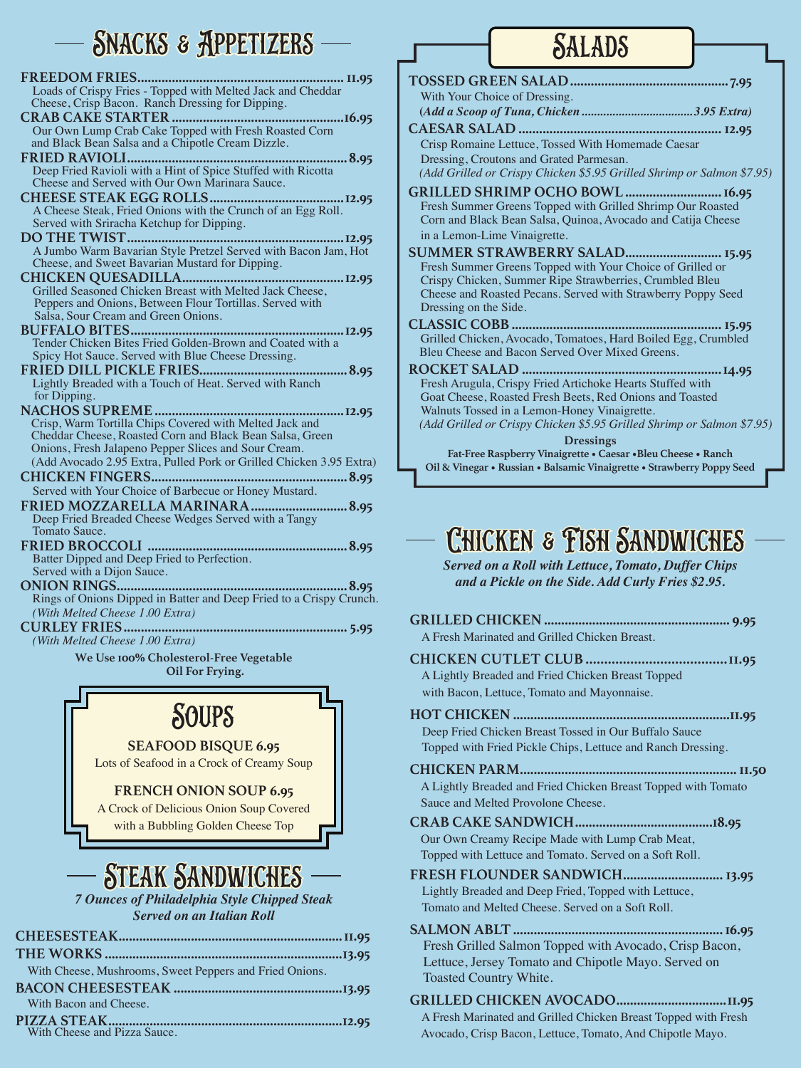## Snacks & Appetizers

**FREEDOM FRIES** .......... 11.95
Loads of Crispy Fries - Topped with Melted Jack and Cheddar Cheese, Crisp Bacon. Ranch Dressing for Dipping.

**CRAB CAKE STARTER** .......... 16.95
Our Own Lump Crab Cake Topped with Fresh Roasted Corn and Black Bean Salsa and a Chipotle Cream Dizzle.

**FRIED RAVIOLI** .......... 8.95
Deep Fried Ravioli with a Hint of Spice Stuffed with Ricotta Cheese and Served with Our Own Marinara Sauce.

**CHEESE STEAK EGG ROLLS** .......... 12.95
A Cheese Steak, Fried Onions with the Crunch of an Egg Roll. Served with Sriracha Ketchup for Dipping.

**DO THE TWIST** .......... 12.95
A Jumbo Warm Bavarian Style Pretzel Served with Bacon Jam, Hot Cheese, and Sweet Bavarian Mustard for Dipping.

**CHICKEN QUESADILLA** .......... 12.95
Grilled Seasoned Chicken Breast with Melted Jack Cheese, Peppers and Onions, Between Flour Tortillas. Served with Salsa, Sour Cream and Green Onions.

**BUFFALO BITES** .......... 12.95
Tender Chicken Bites Fried Golden-Brown and Coated with a Spicy Hot Sauce. Served with Blue Cheese Dressing.

**FRIED DILL PICKLE FRIES** .......... 8.95
Lightly Breaded with a Touch of Heat. Served with Ranch for Dipping.

**NACHOS SUPREME** .......... 12.95
Crisp, Warm Tortilla Chips Covered with Melted Jack and Cheddar Cheese, Roasted Corn and Black Bean Salsa, Green Onions, Fresh Jalapeno Pepper Slices and Sour Cream.
(Add Avocado 2.95 Extra, Pulled Pork or Grilled Chicken 3.95 Extra)

**CHICKEN FINGERS** .......... 8.95
Served with Your Choice of Barbecue or Honey Mustard.

**FRIED MOZZARELLA MARINARA** .......... 8.95
Deep Fried Breaded Cheese Wedges Served with a Tangy Tomato Sauce.

**FRIED BROCCOLI** .......... 8.95
Batter Dipped and Deep Fried to Perfection. Served with a Dijon Sauce.

**ONION RINGS** .......... 8.95
Rings of Onions Dipped in Batter and Deep Fried to a Crispy Crunch.
*(With Melted Cheese 1.00 Extra)*

**CURLEY FRIES** .......... 5.95
*(With Melted Cheese 1.00 Extra)*

**We Use 100% Cholesterol-Free Vegetable Oil For Frying.**

## Soups

**SEAFOOD BISQUE 6.95**
Lots of Seafood in a Crock of Creamy Soup

**FRENCH ONION SOUP 6.95**
A Crock of Delicious Onion Soup Covered with a Bubbling Golden Cheese Top

## Steak Sandwiches

***7 Ounces of Philadelphia Style Chipped Steak Served on an Italian Roll***

**CHEESESTEAK** .......... 11.95

**THE WORKS** .......... 13.95
With Cheese, Mushrooms, Sweet Peppers and Fried Onions.

**BACON CHEESESTEAK** .......... 13.95
With Bacon and Cheese.

**PIZZA STEAK** .......... 12.95
With Cheese and Pizza Sauce.

## Salads

**TOSSED GREEN SALAD** .......... 7.95
With Your Choice of Dressing.
***(Add a Scoop of Tuna, Chicken .......... 3.95 Extra)***

**CAESAR SALAD** .......... 12.95
Crisp Romaine Lettuce, Tossed With Homemade Caesar Dressing, Croutons and Grated Parmesan.
*(Add Grilled or Crispy Chicken $5.95 Grilled Shrimp or Salmon $7.95)*

**GRILLED SHRIMP OCHO BOWL** .......... 16.95
Fresh Summer Greens Topped with Grilled Shrimp Our Roasted Corn and Black Bean Salsa, Quinoa, Avocado and Catija Cheese in a Lemon-Lime Vinaigrette.

**SUMMER STRAWBERRY SALAD** .......... 15.95
Fresh Summer Greens Topped with Your Choice of Grilled or Crispy Chicken, Summer Ripe Strawberries, Crumbled Bleu Cheese and Roasted Pecans. Served with Strawberry Poppy Seed Dressing on the Side.

**CLASSIC COBB** .......... 15.95
Grilled Chicken, Avocado, Tomatoes, Hard Boiled Egg, Crumbled Bleu Cheese and Bacon Served Over Mixed Greens.

**ROCKET SALAD** .......... 14.95
Fresh Arugula, Crispy Fried Artichoke Hearts Stuffed with Goat Cheese, Roasted Fresh Beets, Red Onions and Toasted Walnuts Tossed in a Lemon-Honey Vinaigrette.
*(Add Grilled or Crispy Chicken $5.95 Grilled Shrimp or Salmon $7.95)*

**Dressings**
**Fat-Free Raspberry Vinaigrette • Caesar • Bleu Cheese • Ranch**
**Oil & Vinegar • Russian • Balsamic Vinaigrette • Strawberry Poppy Seed**

## Chicken & Fish Sandwiches

***Served on a Roll with Lettuce, Tomato, Duffer Chips and a Pickle on the Side. Add Curly Fries $2.95.***

**GRILLED CHICKEN** .......... 9.95
A Fresh Marinated and Grilled Chicken Breast.

**CHICKEN CUTLET CLUB** .......... 11.95
A Lightly Breaded and Fried Chicken Breast Topped with Bacon, Lettuce, Tomato and Mayonnaise.

**HOT CHICKEN** .......... 11.95
Deep Fried Chicken Breast Tossed in Our Buffalo Sauce Topped with Fried Pickle Chips, Lettuce and Ranch Dressing.

**CHICKEN PARM** .......... 11.50
A Lightly Breaded and Fried Chicken Breast Topped with Tomato Sauce and Melted Provolone Cheese.

**CRAB CAKE SANDWICH** .......... 18.95
Our Own Creamy Recipe Made with Lump Crab Meat, Topped with Lettuce and Tomato. Served on a Soft Roll.

**FRESH FLOUNDER SANDWICH** .......... 13.95
Lightly Breaded and Deep Fried, Topped with Lettuce, Tomato and Melted Cheese. Served on a Soft Roll.

**SALMON ABLT** .......... 16.95
Fresh Grilled Salmon Topped with Avocado, Crisp Bacon, Lettuce, Jersey Tomato and Chipotle Mayo. Served on Toasted Country White.

**GRILLED CHICKEN AVOCADO** .......... 11.95
A Fresh Marinated and Grilled Chicken Breast Topped with Fresh Avocado, Crisp Bacon, Lettuce, Tomato, And Chipotle Mayo.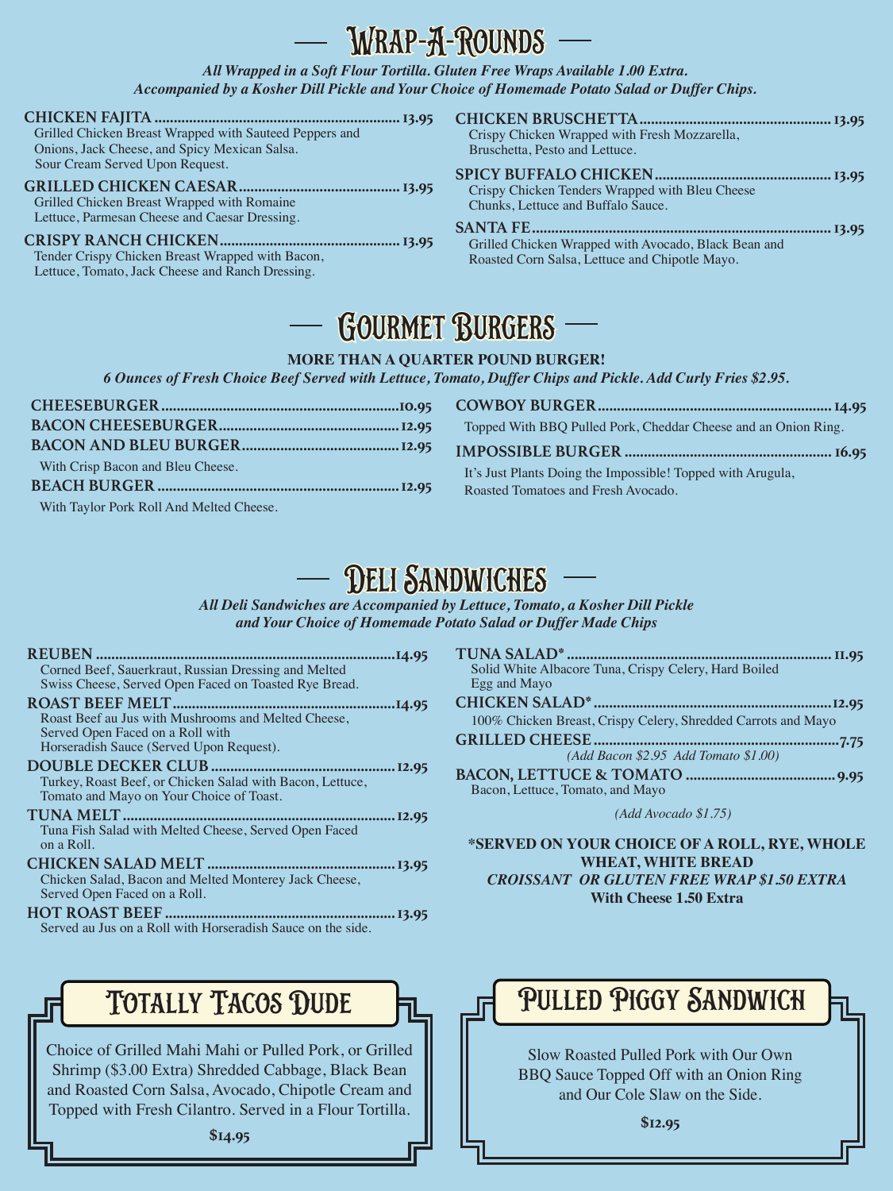# Wrap-A-Rounds

***All Wrapped in a Soft Flour Tortilla. Gluten Free Wraps Available 1.00 Extra.***
***Accompanied by a Kosher Dill Pickle and Your Choice of Homemade Potato Salad or Duffer Chips.***

**CHICKEN FAJITA** .......... 13.95
Grilled Chicken Breast Wrapped with Sauteed Peppers and Onions, Jack Cheese, and Spicy Mexican Salsa. Sour Cream Served Upon Request.

**GRILLED CHICKEN CAESAR** .......... 13.95
Grilled Chicken Breast Wrapped with Romaine Lettuce, Parmesan Cheese and Caesar Dressing.

**CRISPY RANCH CHICKEN** .......... 13.95
Tender Crispy Chicken Breast Wrapped with Bacon, Lettuce, Tomato, Jack Cheese and Ranch Dressing.

**CHICKEN BRUSCHETTA** .......... 13.95
Crispy Chicken Wrapped with Fresh Mozzarella, Bruschetta, Pesto and Lettuce.

**SPICY BUFFALO CHICKEN** .......... 13.95
Crispy Chicken Tenders Wrapped with Bleu Cheese Chunks, Lettuce and Buffalo Sauce.

**SANTA FE** .......... 13.95
Grilled Chicken Wrapped with Avocado, Black Bean and Roasted Corn Salsa, Lettuce and Chipotle Mayo.

# Gourmet Burgers

**MORE THAN A QUARTER POUND BURGER!**
***6 Ounces of Fresh Choice Beef Served with Lettuce, Tomato, Duffer Chips and Pickle. Add Curly Fries $2.95.***

**CHEESEBURGER** .......... 10.95

**BACON CHEESEBURGER** .......... 12.95

**BACON AND BLEU BURGER** .......... 12.95
With Crisp Bacon and Bleu Cheese.

**BEACH BURGER** .......... 12.95
With Taylor Pork Roll And Melted Cheese.

**COWBOY BURGER** .......... 14.95
Topped With BBQ Pulled Pork, Cheddar Cheese and an Onion Ring.

**IMPOSSIBLE BURGER** .......... 16.95
It's Just Plants Doing the Impossible! Topped with Arugula, Roasted Tomatoes and Fresh Avocado.

# Deli Sandwiches

***All Deli Sandwiches are Accompanied by Lettuce, Tomato, a Kosher Dill Pickle and Your Choice of Homemade Potato Salad or Duffer Made Chips***

**REUBEN** .......... 14.95
Corned Beef, Sauerkraut, Russian Dressing and Melted Swiss Cheese, Served Open Faced on Toasted Rye Bread.

**ROAST BEEF MELT** .......... 14.95
Roast Beef au Jus with Mushrooms and Melted Cheese, Served Open Faced on a Roll with Horseradish Sauce (Served Upon Request).

**DOUBLE DECKER CLUB** .......... 12.95
Turkey, Roast Beef, or Chicken Salad with Bacon, Lettuce, Tomato and Mayo on Your Choice of Toast.

**TUNA MELT** .......... 12.95
Tuna Fish Salad with Melted Cheese, Served Open Faced on a Roll.

**CHICKEN SALAD MELT** .......... 13.95
Chicken Salad, Bacon and Melted Monterey Jack Cheese, Served Open Faced on a Roll.

**HOT ROAST BEEF** .......... 13.95
Served au Jus on a Roll with Horseradish Sauce on the side.

**TUNA SALAD*** .......... 11.95
Solid White Albacore Tuna, Crispy Celery, Hard Boiled Egg and Mayo

**CHICKEN SALAD*** .......... 12.95
100% Chicken Breast, Crispy Celery, Shredded Carrots and Mayo

**GRILLED CHEESE** .......... 7.75
*(Add Bacon $2.95 Add Tomato $1.00)*

**BACON, LETTUCE & TOMATO** .......... 9.95
Bacon, Lettuce, Tomato, and Mayo

*(Add Avocado $1.75)*

**\*SERVED ON YOUR CHOICE OF A ROLL, RYE, WHOLE WHEAT, WHITE BREAD**
***CROISSANT OR GLUTEN FREE WRAP $1.50 EXTRA***
**With Cheese 1.50 Extra**

# Totally Tacos Dude

Choice of Grilled Mahi Mahi or Pulled Pork, or Grilled Shrimp ($3.00 Extra) Shredded Cabbage, Black Bean and Roasted Corn Salsa, Avocado, Chipotle Cream and Topped with Fresh Cilantro. Served in a Flour Tortilla.

**$14.95**

# Pulled Piggy Sandwich

Slow Roasted Pulled Pork with Our Own BBQ Sauce Topped Off with an Onion Ring and Our Cole Slaw on the Side.

**$12.95**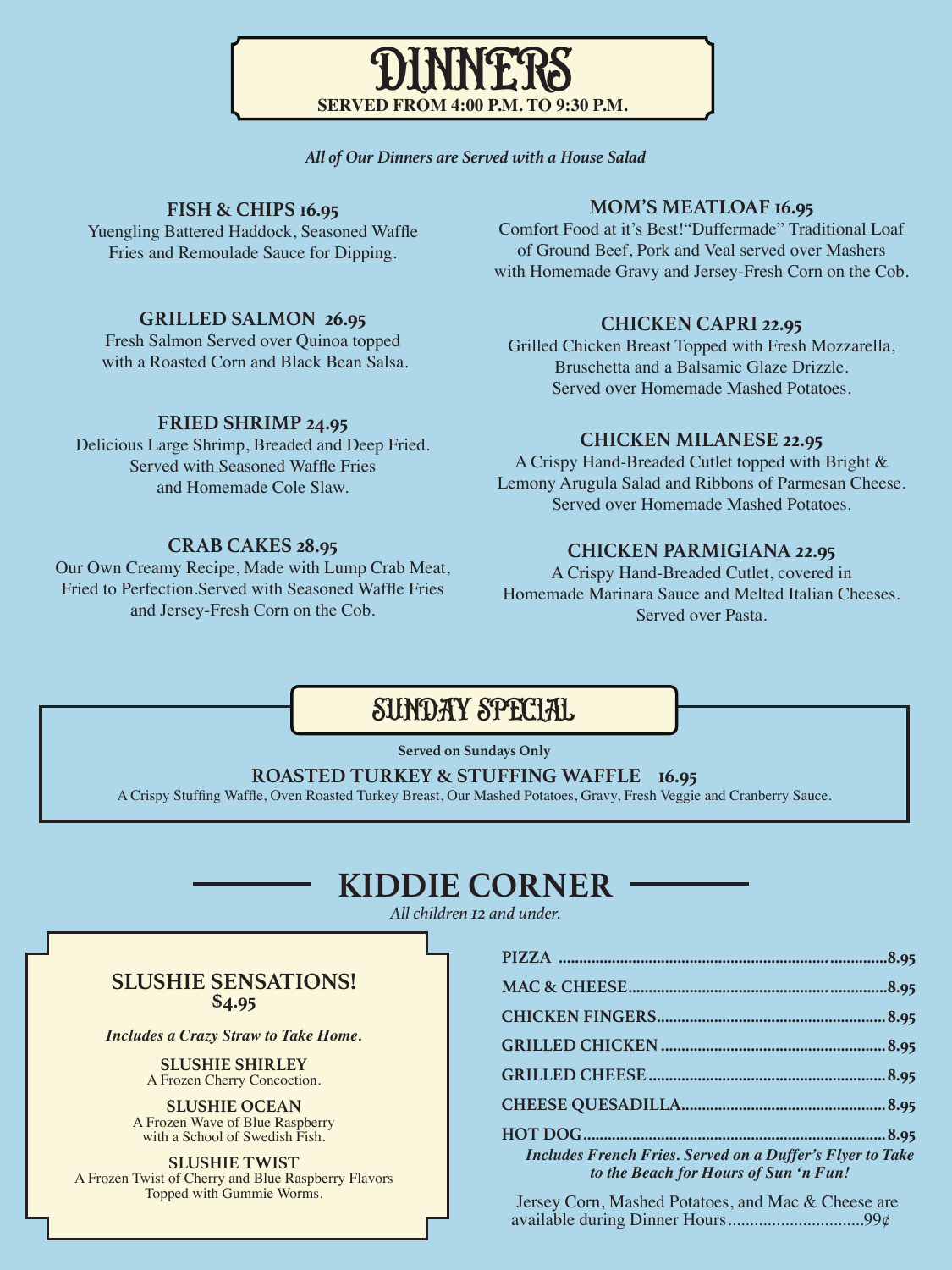# DINNERS

**SERVED FROM 4:00 P.M. TO 9:30 P.M.**

*All of Our Dinners are Served with a House Salad*

### FISH & CHIPS 16.95

Yuengling Battered Haddock, Seasoned Waffle Fries and Remoulade Sauce for Dipping.

### GRILLED SALMON 26.95

Fresh Salmon Served over Quinoa topped with a Roasted Corn and Black Bean Salsa.

### FRIED SHRIMP 24.95

Delicious Large Shrimp, Breaded and Deep Fried. Served with Seasoned Waffle Fries and Homemade Cole Slaw.

### CRAB CAKES 28.95

Our Own Creamy Recipe, Made with Lump Crab Meat, Fried to Perfection.Served with Seasoned Waffle Fries and Jersey-Fresh Corn on the Cob.

### MOM'S MEATLOAF 16.95

Comfort Food at it's Best!"Duffermade" Traditional Loaf of Ground Beef, Pork and Veal served over Mashers with Homemade Gravy and Jersey-Fresh Corn on the Cob.

### CHICKEN CAPRI 22.95

Grilled Chicken Breast Topped with Fresh Mozzarella, Bruschetta and a Balsamic Glaze Drizzle. Served over Homemade Mashed Potatoes.

### CHICKEN MILANESE 22.95

A Crispy Hand-Breaded Cutlet topped with Bright & Lemony Arugula Salad and Ribbons of Parmesan Cheese. Served over Homemade Mashed Potatoes.

### CHICKEN PARMIGIANA 22.95

A Crispy Hand-Breaded Cutlet, covered in Homemade Marinara Sauce and Melted Italian Cheeses. Served over Pasta.

## SUNDAY SPECIAL

**Served on Sundays Only**

### ROASTED TURKEY & STUFFING WAFFLE 16.95

A Crispy Stuffing Waffle, Oven Roasted Turkey Breast, Our Mashed Potatoes, Gravy, Fresh Veggie and Cranberry Sauce.

# KIDDIE CORNER

*All children 12 and under.*

## SLUSHIE SENSATIONS! $4.95

*Includes a Crazy Straw to Take Home.*

**SLUSHIE SHIRLEY**
A Frozen Cherry Concoction.

**SLUSHIE OCEAN**
A Frozen Wave of Blue Raspberry with a School of Swedish Fish.

**SLUSHIE TWIST**
A Frozen Twist of Cherry and Blue Raspberry Flavors Topped with Gummie Worms.

| Item | Price |
|---|---|
| **PIZZA** | 8.95 |
| **MAC & CHEESE** | 8.95 |
| **CHICKEN FINGERS** | 8.95 |
| **GRILLED CHICKEN** | 8.95 |
| **GRILLED CHEESE** | 8.95 |
| **CHEESE QUESADILLA** | 8.95 |
| **HOT DOG** | 8.95 |

***Includes French Fries. Served on a Duffer's Flyer to Take to the Beach for Hours of Sun 'n Fun!***

Jersey Corn, Mashed Potatoes, and Mac & Cheese are available during Dinner Hours..............................99¢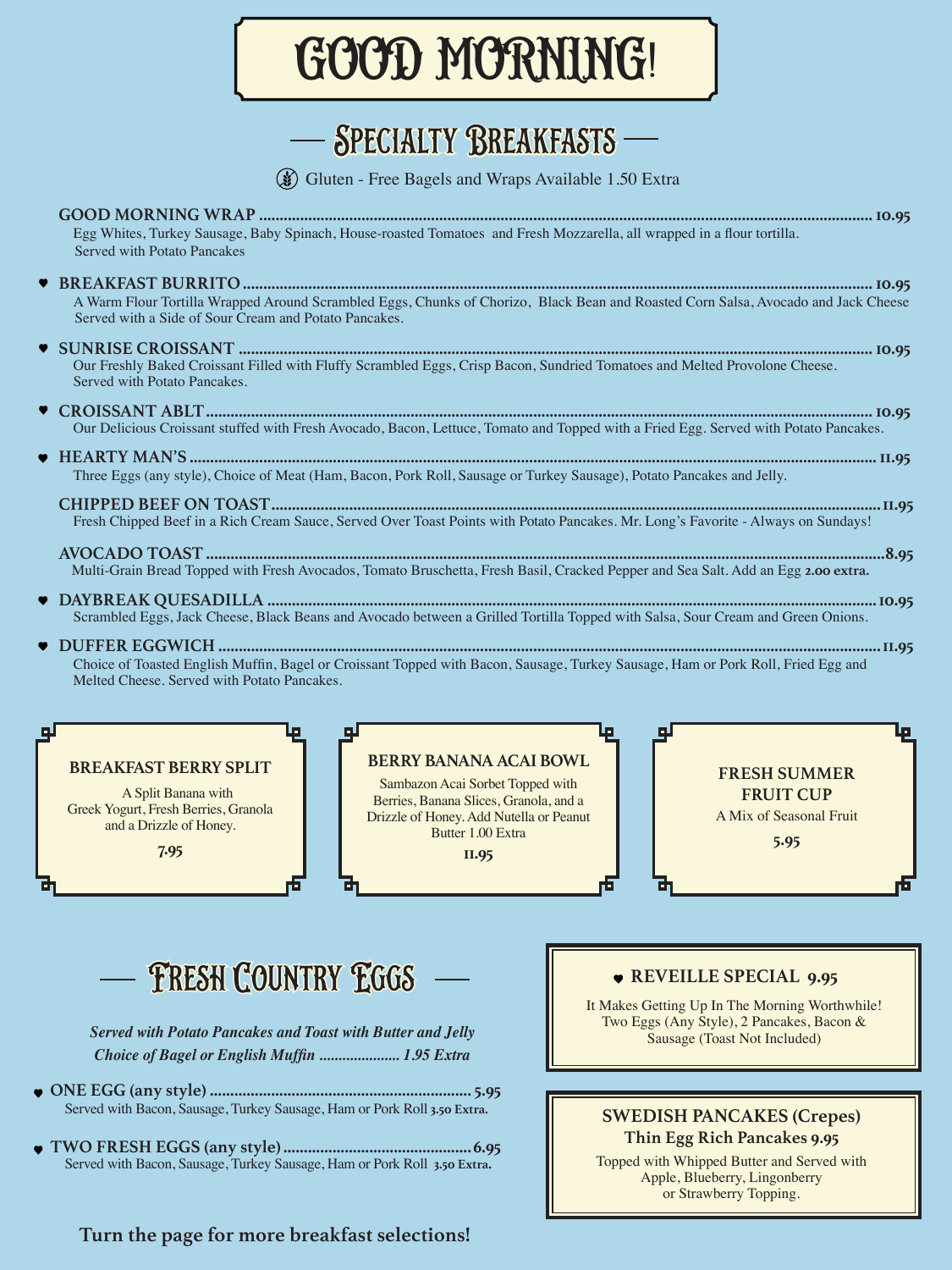# GOOD MORNING!

## Specialty Breakfasts

Gluten - Free Bagels and Wraps Available 1.50 Extra

**GOOD MORNING WRAP** ........ **10.95**
Egg Whites, Turkey Sausage, Baby Spinach, House-roasted Tomatoes and Fresh Mozzarella, all wrapped in a flour tortilla. Served with Potato Pancakes

♥ **BREAKFAST BURRITO** ........ **10.95**
A Warm Flour Tortilla Wrapped Around Scrambled Eggs, Chunks of Chorizo, Black Bean and Roasted Corn Salsa, Avocado and Jack Cheese Served with a Side of Sour Cream and Potato Pancakes.

♥ **SUNRISE CROISSANT** ........ **10.95**
Our Freshly Baked Croissant Filled with Fluffy Scrambled Eggs, Crisp Bacon, Sundried Tomatoes and Melted Provolone Cheese. Served with Potato Pancakes.

♥ **CROISSANT ABLT** ........ **10.95**
Our Delicious Croissant stuffed with Fresh Avocado, Bacon, Lettuce, Tomato and Topped with a Fried Egg. Served with Potato Pancakes.

♥ **HEARTY MAN'S** ........ **11.95**
Three Eggs (any style), Choice of Meat (Ham, Bacon, Pork Roll, Sausage or Turkey Sausage), Potato Pancakes and Jelly.

**CHIPPED BEEF ON TOAST** ........ **11.95**
Fresh Chipped Beef in a Rich Cream Sauce, Served Over Toast Points with Potato Pancakes. Mr. Long's Favorite - Always on Sundays!

**AVOCADO TOAST** ........ **8.95**
Multi-Grain Bread Topped with Fresh Avocados, Tomato Bruschetta, Fresh Basil, Cracked Pepper and Sea Salt. Add an Egg **2.00 extra.**

♥ **DAYBREAK QUESADILLA** ........ **10.95**
Scrambled Eggs, Jack Cheese, Black Beans and Avocado between a Grilled Tortilla Topped with Salsa, Sour Cream and Green Onions.

♥ **DUFFER EGGWICH** ........ **11.95**
Choice of Toasted English Muffin, Bagel or Croissant Topped with Bacon, Sausage, Turkey Sausage, Ham or Pork Roll, Fried Egg and Melted Cheese. Served with Potato Pancakes.

**BREAKFAST BERRY SPLIT**
A Split Banana with Greek Yogurt, Fresh Berries, Granola and a Drizzle of Honey.
**7.95**

**BERRY BANANA ACAI BOWL**
Sambazon Acai Sorbet Topped with Berries, Banana Slices, Granola, and a Drizzle of Honey. Add Nutella or Peanut Butter 1.00 Extra
**11.95**

**FRESH SUMMER FRUIT CUP**
A Mix of Seasonal Fruit
**5.95**

## Fresh Country Eggs

***Served with Potato Pancakes and Toast with Butter and Jelly***
***Choice of Bagel or English Muffin ........ 1.95 Extra***

♥ **ONE EGG (any style)** ........ **5.95**
Served with Bacon, Sausage, Turkey Sausage, Ham or Pork Roll **3.50 Extra.**

♥ **TWO FRESH EGGS (any style)** ........ **6.95**
Served with Bacon, Sausage, Turkey Sausage, Ham or Pork Roll **3.50 Extra.**

♥ **REVEILLE SPECIAL 9.95**
It Makes Getting Up In The Morning Worthwhile! Two Eggs (Any Style), 2 Pancakes, Bacon & Sausage (Toast Not Included)

**SWEDISH PANCAKES (Crepes)**
**Thin Egg Rich Pancakes 9.95**
Topped with Whipped Butter and Served with Apple, Blueberry, Lingonberry or Strawberry Topping.

**Turn the page for more breakfast selections!**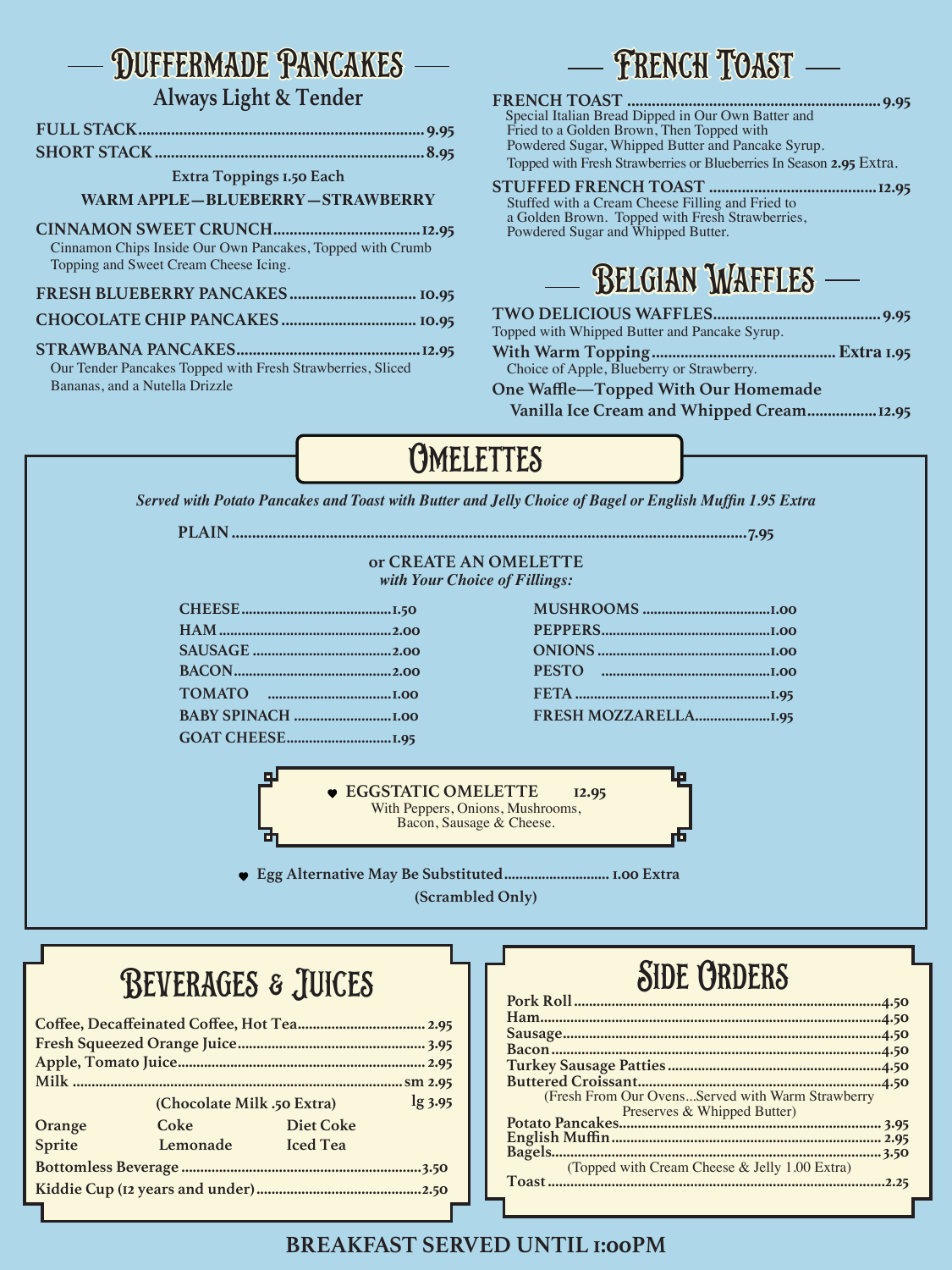## Duffermade Pancakes

### Always Light & Tender

**FULL STACK** ........ 9.95

**SHORT STACK** ........ 8.95

**Extra Toppings 1.50 Each**

**WARM APPLE—BLUEBERRY—STRAWBERRY**

**CINNAMON SWEET CRUNCH** ........ 12.95
Cinnamon Chips Inside Our Own Pancakes, Topped with Crumb Topping and Sweet Cream Cheese Icing.

**FRESH BLUEBERRY PANCAKES** ........ 10.95

**CHOCOLATE CHIP PANCAKES** ........ 10.95

**STRAWBANA PANCAKES** ........ 12.95
Our Tender Pancakes Topped with Fresh Strawberries, Sliced Bananas, and a Nutella Drizzle

## French Toast

**FRENCH TOAST** ........ 9.95
Special Italian Bread Dipped in Our Own Batter and Fried to a Golden Brown, Then Topped with Powdered Sugar, Whipped Butter and Pancake Syrup.
Topped with Fresh Strawberries or Blueberries In Season 2.95 Extra.

**STUFFED FRENCH TOAST** ........ 12.95
Stuffed with a Cream Cheese Filling and Fried to a Golden Brown. Topped with Fresh Strawberries, Powdered Sugar and Whipped Butter.

## Belgian Waffles

**TWO DELICIOUS WAFFLES** ........ 9.95
Topped with Whipped Butter and Pancake Syrup.

**With Warm Topping** ........ Extra 1.95
Choice of Apple, Blueberry or Strawberry.

**One Waffle—Topped With Our Homemade Vanilla Ice Cream and Whipped Cream** ........ 12.95

## Omelettes

***Served with Potato Pancakes and Toast with Butter and Jelly Choice of Bagel or English Muffin 1.95 Extra***

**PLAIN** ........ 7.95

**or CREATE AN OMELETTE**
***with Your Choice of Fillings:***

**CHEESE** ........ 1.50
**HAM** ........ 2.00
**SAUSAGE** ........ 2.00
**BACON** ........ 2.00
**TOMATO** ........ 1.00
**BABY SPINACH** ........ 1.00
**GOAT CHEESE** ........ 1.95
**MUSHROOMS** ........ 1.00
**PEPPERS** ........ 1.00
**ONIONS** ........ 1.00
**PESTO** ........ 1.00
**FETA** ........ 1.95
**FRESH MOZZARELLA** ........ 1.95

♥ **EGGSTATIC OMELETTE** 12.95
With Peppers, Onions, Mushrooms, Bacon, Sausage & Cheese.

♥ **Egg Alternative May Be Substituted** ........ 1.00 Extra
**(Scrambled Only)**

## Beverages & Juices

**Coffee, Decaffeinated Coffee, Hot Tea** ........ 2.95
**Fresh Squeezed Orange Juice** ........ 3.95
**Apple, Tomato Juice** ........ 2.95
**Milk** ........ sm 2.95
**(Chocolate Milk .50 Extra)** lg 3.95

**Orange** **Coke** **Diet Coke**
**Sprite** **Lemonade** **Iced Tea**

**Bottomless Beverage** ........ 3.50
**Kiddie Cup (12 years and under)** ........ 2.50

## Side Orders

**Pork Roll** ........ 4.50
**Ham** ........ 4.50
**Sausage** ........ 4.50
**Bacon** ........ 4.50
**Turkey Sausage Patties** ........ 4.50
**Buttered Croissant** ........ 4.50
(Fresh From Our Ovens...Served with Warm Strawberry Preserves & Whipped Butter)
**Potato Pancakes** ........ 3.95
**English Muffin** ........ 2.95
**Bagels** ........ 3.50
(Topped with Cream Cheese & Jelly 1.00 Extra)
**Toast** ........ 2.25

**BREAKFAST SERVED UNTIL 1:00PM**